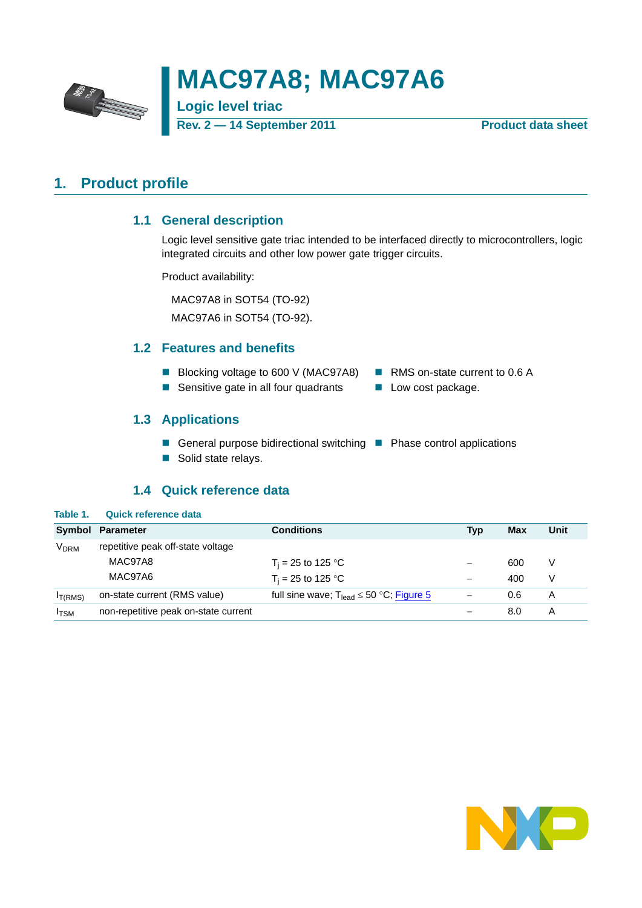# MAC97A8; MAC97A6

**Logic level triac**

**Rev. 2 — 14 September 2011** **Product data sheet**

## 1. Product profile

### 1.1 General description

Logic level sensitive gate triac intended to be interfaced directly to microcontrollers, logic integrated circuits and other low power gate trigger circuits.

Product availability:

MAC97A8 in SOT54 (TO-92)

MAC97A6 in SOT54 (TO-92).

### 1.2 Features and benefits

- Blocking voltage to 600 V (MAC97A8)
- Sensitive gate in all four quadrants
- RMS on-state current to 0.6 A
- Low cost package.

### 1.3 Applications

- General purpose bidirectional switching
- Solid state relays.
- Phase control applications

### 1.4 Quick reference data

**Table 1. Quick reference data**

| Symbol | Parameter | Conditions | Typ | Max | Unit |
|---|---|---|---|---|---|
| $V_{DRM}$ | repetitive peak off-state voltage | | | | |
| | MAC97A8 | $T_j$ = 25 to 125 °C | – | 600 | V |
| | MAC97A6 | $T_j$ = 25 to 125 °C | – | 400 | V |
| $I_{T(RMS)}$ | on-state current (RMS value) | full sine wave; $T_{lead} \leq 50$ °C; Figure 5 | – | 0.6 | A |
| $I_{TSM}$ | non-repetitive peak on-state current | | – | 8.0 | A |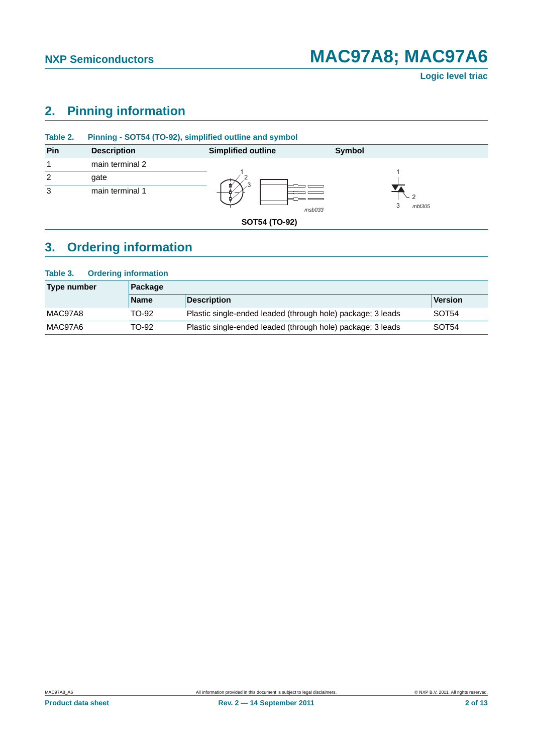## 2. Pinning information

**Table 2. Pinning - SOT54 (TO-92), simplified outline and symbol**

| Pin | Description | Simplified outline | Symbol |
|---|---|---|---|
| 1 | main terminal 2 | | |
| 2 | gate | | |
| 3 | main terminal 1 | | |

SOT54 (TO-92)

## 3. Ordering information

**Table 3. Ordering information**

| Type number | Package | | |
|---|---|---|---|
| | Name | Description | Version |
| MAC97A8 | TO-92 | Plastic single-ended leaded (through hole) package; 3 leads | SOT54 |
| MAC97A6 | TO-92 | Plastic single-ended leaded (through hole) package; 3 leads | SOT54 |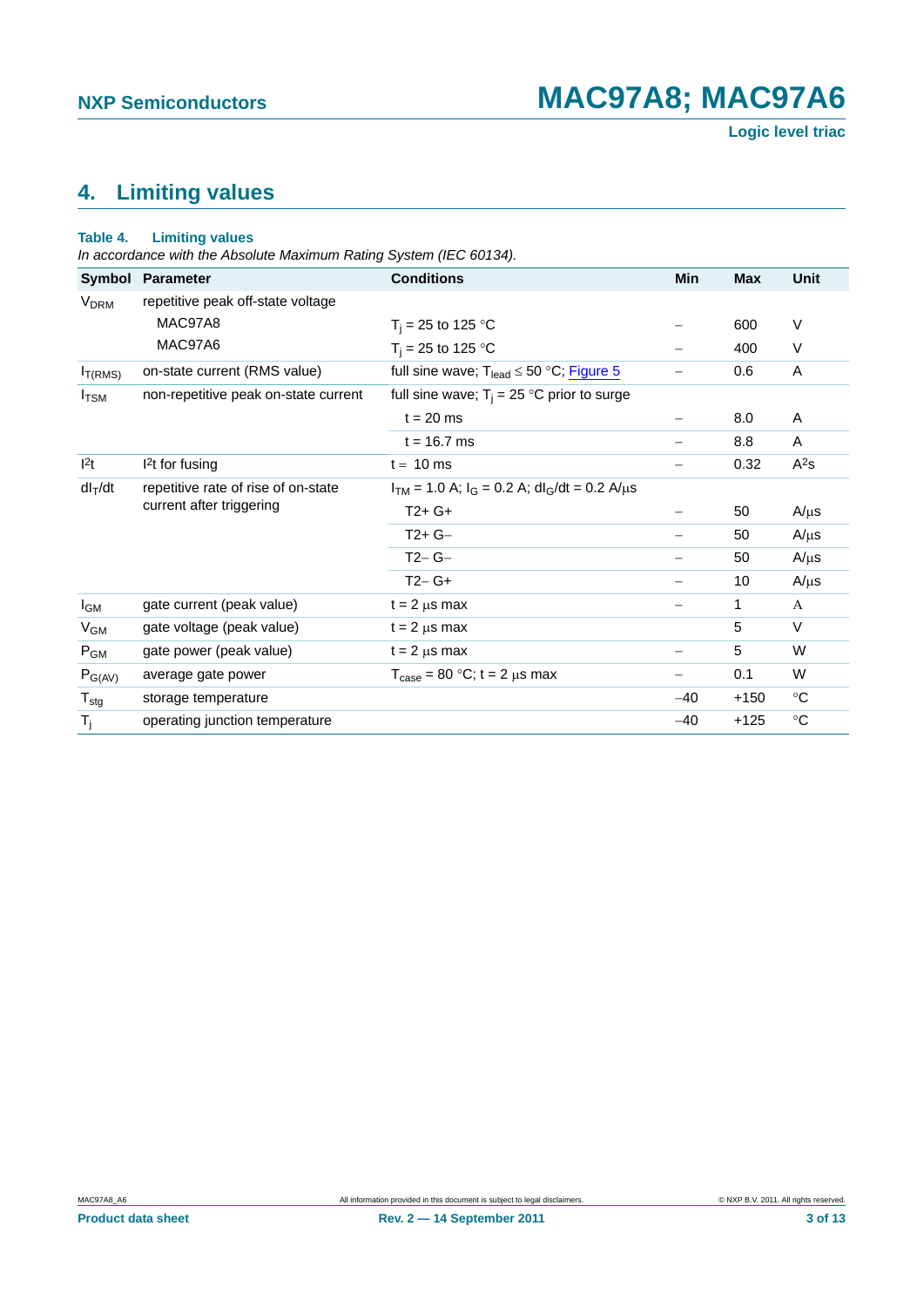## 4. Limiting values

**Table 4. Limiting values**

*In accordance with the Absolute Maximum Rating System (IEC 60134).*

| Symbol | Parameter | Conditions | Min | Max | Unit |
|---|---|---|---|---|---|
| $V_{DRM}$ | repetitive peak off-state voltage | | | | |
| | MAC97A8 | $T_j$ = 25 to 125 °C | – | 600 | V |
| | MAC97A6 | $T_j$ = 25 to 125 °C | – | 400 | V |
| $I_{T(RMS)}$ | on-state current (RMS value) | full sine wave; $T_{lead}$ ≤ 50 °C; Figure 5 | – | 0.6 | A |
| $I_{TSM}$ | non-repetitive peak on-state current | full sine wave; $T_j$ = 25 °C prior to surge | | | |
| | | t = 20 ms | – | 8.0 | A |
| | | t = 16.7 ms | – | 8.8 | A |
| $I^2t$ | $I^2t$ for fusing | t = 10 ms | – | 0.32 | $A^2s$ |
| $dI_T/dt$ | repetitive rate of rise of on-state current after triggering | $I_{TM}$ = 1.0 A; $I_G$ = 0.2 A; $dI_G/dt$ = 0.2 A/μs | | | |
| | | T2+ G+ | – | 50 | A/μs |
| | | T2+ G– | – | 50 | A/μs |
| | | T2– G– | – | 50 | A/μs |
| | | T2– G+ | – | 10 | A/μs |
| $I_{GM}$ | gate current (peak value) | t = 2 μs max | – | 1 | A |
| $V_{GM}$ | gate voltage (peak value) | t = 2 μs max | | 5 | V |
| $P_{GM}$ | gate power (peak value) | t = 2 μs max | – | 5 | W |
| $P_{G(AV)}$ | average gate power | $T_{case}$ = 80 °C; t = 2 μs max | – | 0.1 | W |
| $T_{stg}$ | storage temperature | | –40 | +150 | °C |
| $T_j$ | operating junction temperature | | –40 | +125 | °C |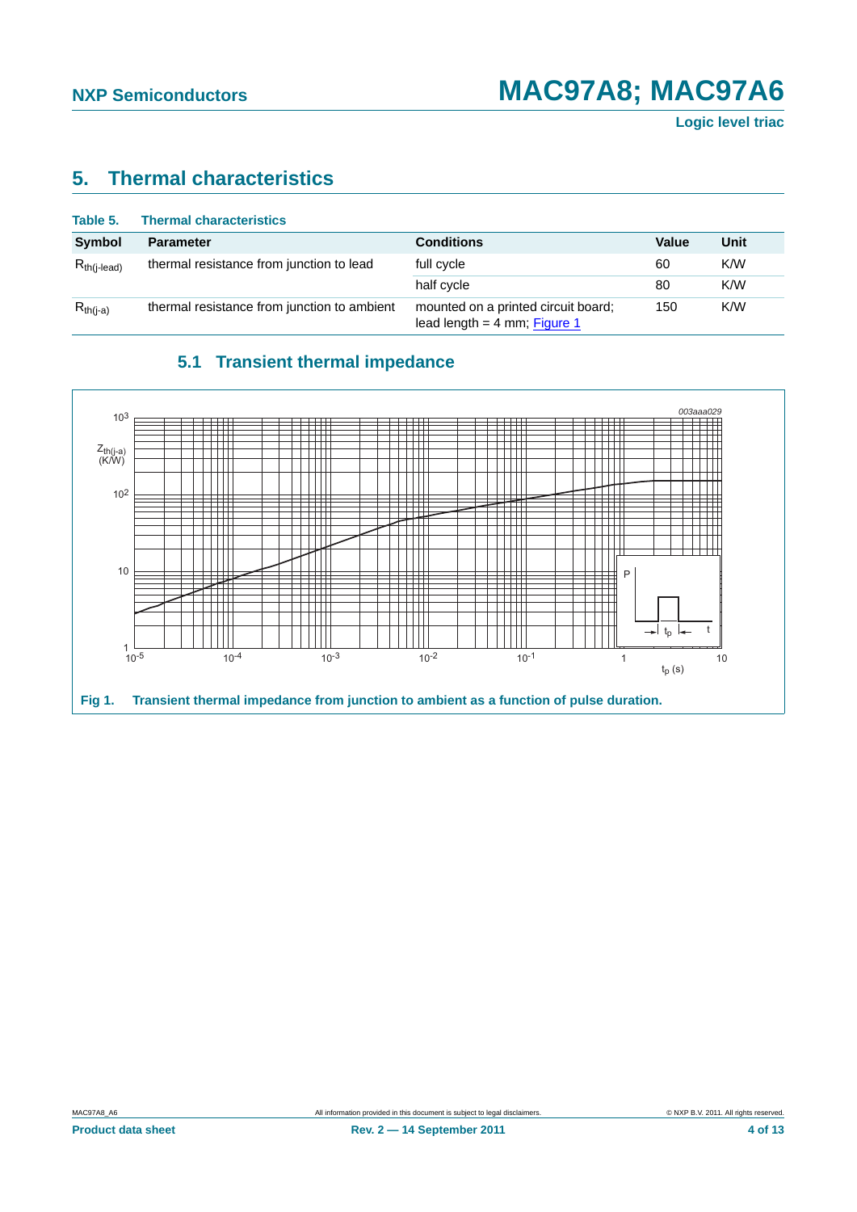## 5. Thermal characteristics

**Table 5. Thermal characteristics**

| Symbol | Parameter | Conditions | Value | Unit |
|---|---|---|---|---|
| $R_{th(j-lead)}$ | thermal resistance from junction to lead | full cycle | 60 | K/W |
| | | half cycle | 80 | K/W |
| $R_{th(j-a)}$ | thermal resistance from junction to ambient | mounted on a printed circuit board; lead length = 4 mm; Figure 1 | 150 | K/W |

### 5.1 Transient thermal impedance

**Fig 1. Transient thermal impedance from junction to ambient as a function of pulse duration.**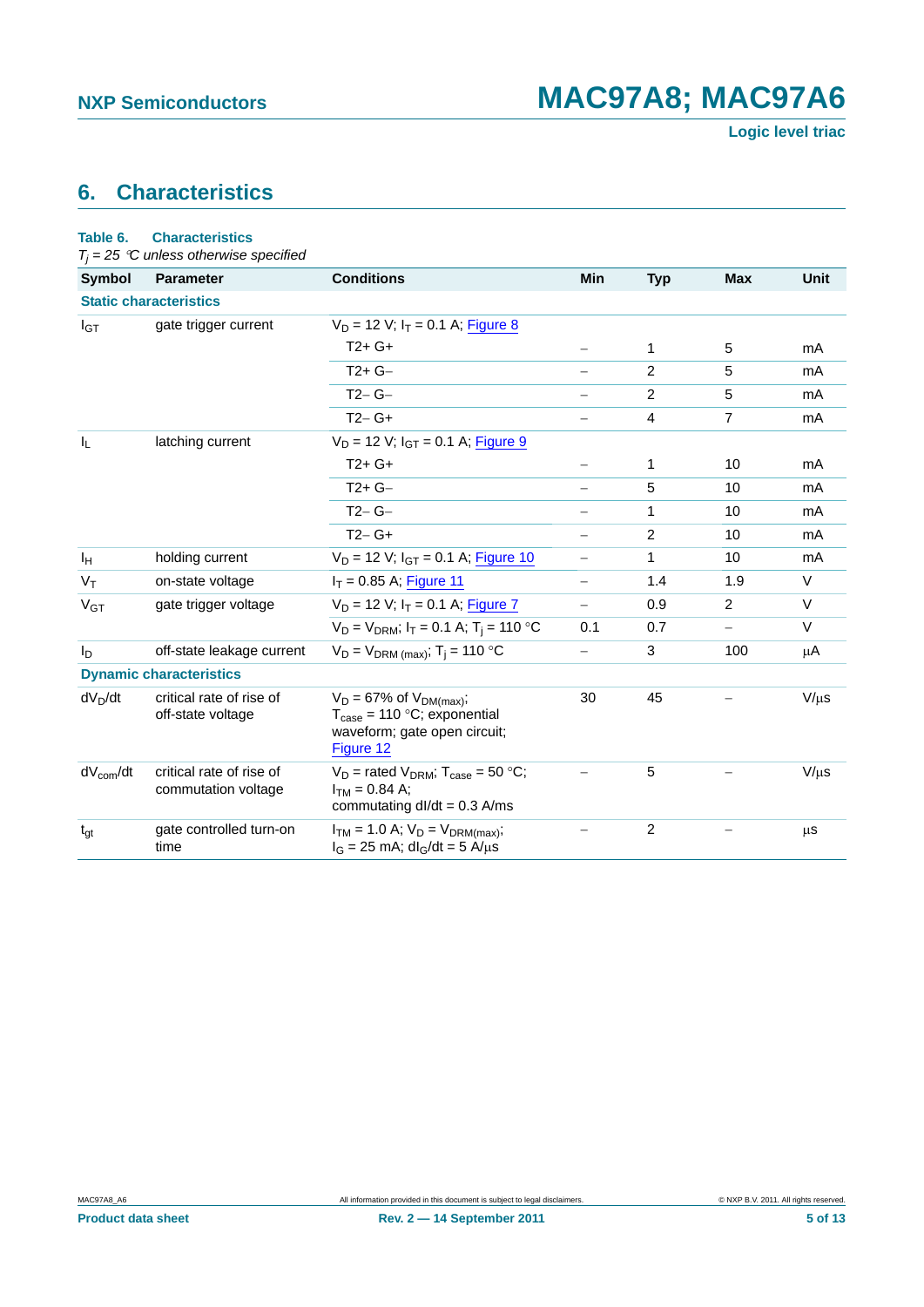## 6. Characteristics

**Table 6. Characteristics**

*$T_j$ = 25 °C unless otherwise specified*

| Symbol | Parameter | Conditions | Min | Typ | Max | Unit |
|---|---|---|---|---|---|---|
| **Static characteristics** | | | | | | |
| $I_{GT}$ | gate trigger current | $V_D$ = 12 V; $I_T$ = 0.1 A; Figure 8 | | | | |
| | | T2+ G+ | – | 1 | 5 | mA |
| | | T2+ G– | – | 2 | 5 | mA |
| | | T2– G– | – | 2 | 5 | mA |
| | | T2– G+ | – | 4 | 7 | mA |
| $I_L$ | latching current | $V_D$ = 12 V; $I_{GT}$ = 0.1 A; Figure 9 | | | | |
| | | T2+ G+ | – | 1 | 10 | mA |
| | | T2+ G– | – | 5 | 10 | mA |
| | | T2– G– | – | 1 | 10 | mA |
| | | T2– G+ | – | 2 | 10 | mA |
| $I_H$ | holding current | $V_D$ = 12 V; $I_{GT}$ = 0.1 A; Figure 10 | – | 1 | 10 | mA |
| $V_T$ | on-state voltage | $I_T$ = 0.85 A; Figure 11 | – | 1.4 | 1.9 | V |
| $V_{GT}$ | gate trigger voltage | $V_D$ = 12 V; $I_T$ = 0.1 A; Figure 7 | – | 0.9 | 2 | V |
| | | $V_D$ = $V_{DRM}$; $I_T$ = 0.1 A; $T_j$ = 110 °C | 0.1 | 0.7 | – | V |
| $I_D$ | off-state leakage current | $V_D$ = $V_{DRM\ (max)}$; $T_j$ = 110 °C | – | 3 | 100 | µA |
| **Dynamic characteristics** | | | | | | |
| $dV_D/dt$ | critical rate of rise of off-state voltage | $V_D$ = 67% of $V_{DM(max)}$; $T_{case}$ = 110 °C; exponential waveform; gate open circuit; Figure 12 | 30 | 45 | – | V/µs |
| $dV_{com}/dt$ | critical rate of rise of commutation voltage | $V_D$ = rated $V_{DRM}$; $T_{case}$ = 50 °C; $I_{TM}$ = 0.84 A; commutating dI/dt = 0.3 A/ms | – | 5 | – | V/µs |
| $t_{gt}$ | gate controlled turn-on time | $I_{TM}$ = 1.0 A; $V_D$ = $V_{DRM(max)}$; $I_G$ = 25 mA; $dI_G/dt$ = 5 A/µs | – | 2 | – | µs |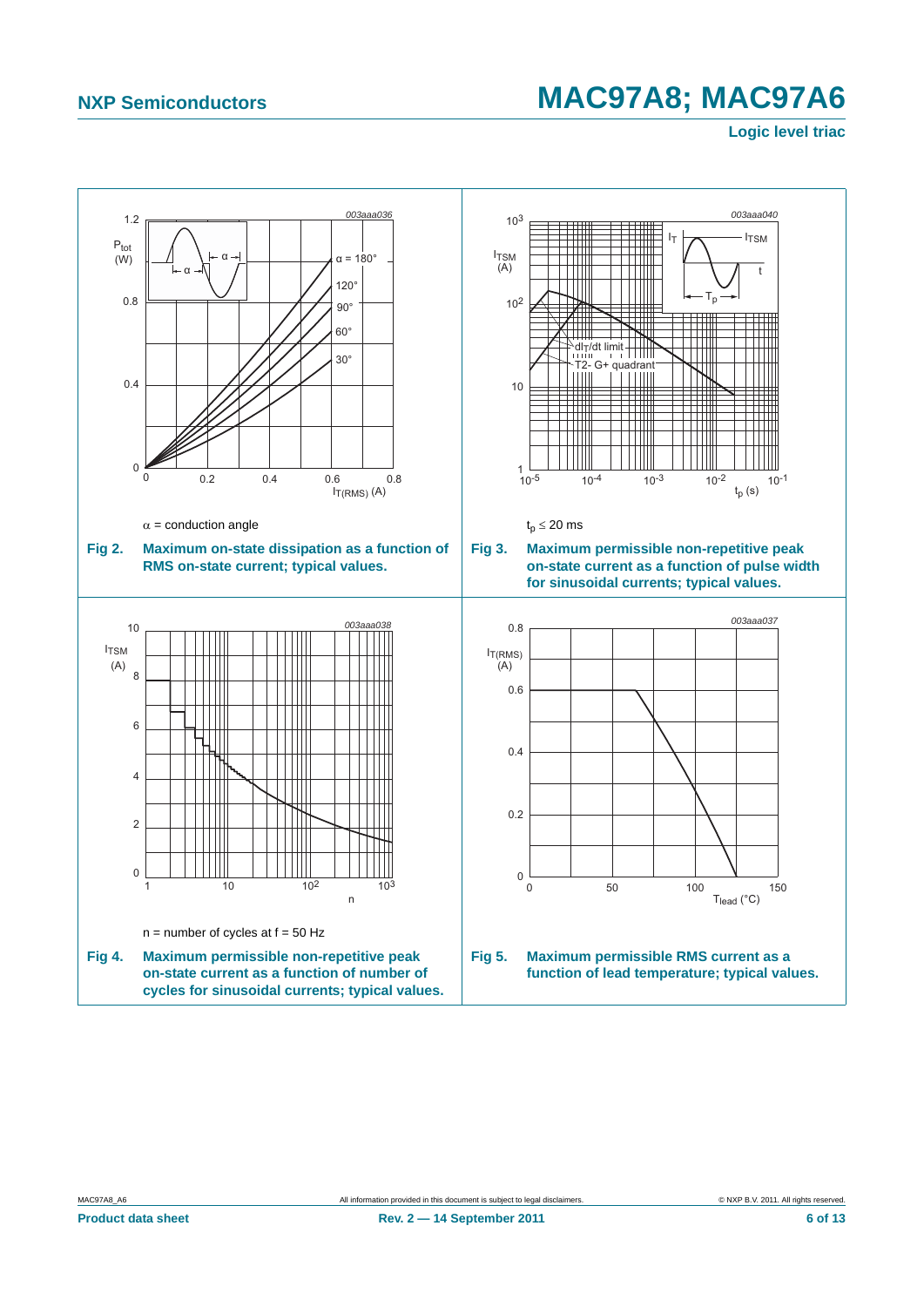$\alpha$ = conduction angle

**Fig 2. Maximum on-state dissipation as a function of RMS on-state current; typical values.**

$t_p \leq 20$ ms

**Fig 3. Maximum permissible non-repetitive peak on-state current as a function of pulse width for sinusoidal currents; typical values.**

n = number of cycles at f = 50 Hz

**Fig 4. Maximum permissible non-repetitive peak on-state current as a function of number of cycles for sinusoidal currents; typical values.**

**Fig 5. Maximum permissible RMS current as a function of lead temperature; typical values.**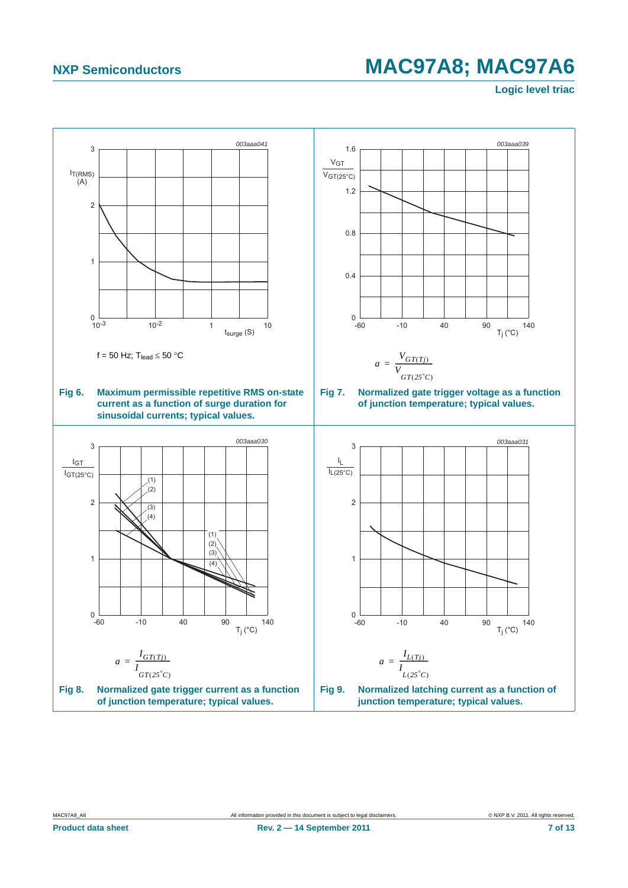f = 50 Hz; $T_{lead} \leq 50$ °C

**Fig 6. Maximum permissible repetitive RMS on-state current as a function of surge duration for sinusoidal currents; typical values.**

$$a = \frac{V_{GT(Tj)}}{V_{GT(25^{\circ}C)}}$$

**Fig 7. Normalized gate trigger voltage as a function of junction temperature; typical values.**

$$a = \frac{I_{GT(Tj)}}{I_{GT(25^{\circ}C)}}$$

**Fig 8. Normalized gate trigger current as a function of junction temperature; typical values.**

$$a = \frac{I_{L(Tj)}}{I_{L(25^{\circ}C)}}$$

**Fig 9. Normalized latching current as a function of junction temperature; typical values.**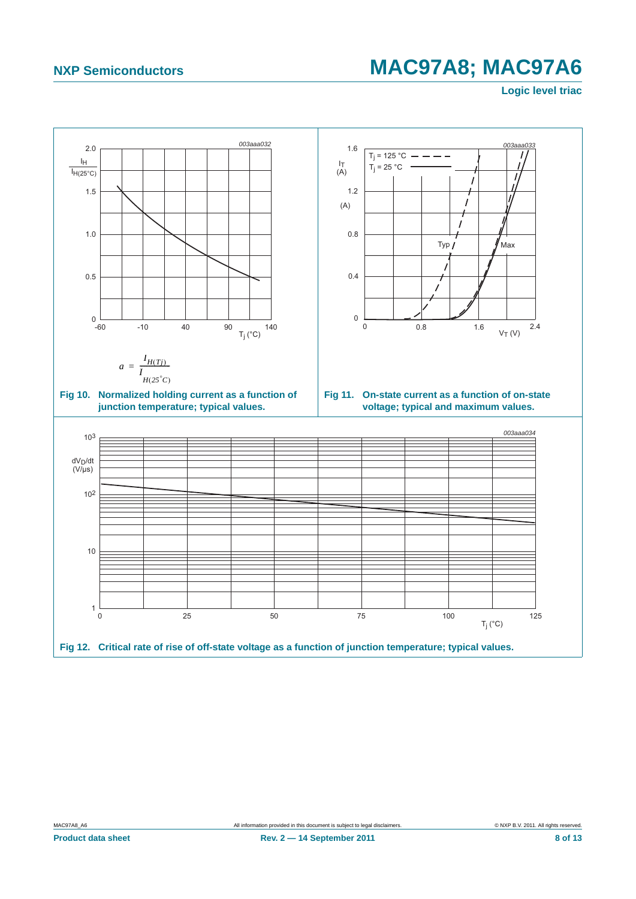$$a = \frac{I_{H(Tj)}}{I_{H(25^{\circ}C)}}$$

**Fig 10. Normalized holding current as a function of junction temperature; typical values.**

**Fig 11. On-state current as a function of on-state voltage; typical and maximum values.**

**Fig 12. Critical rate of rise of off-state voltage as a function of junction temperature; typical values.**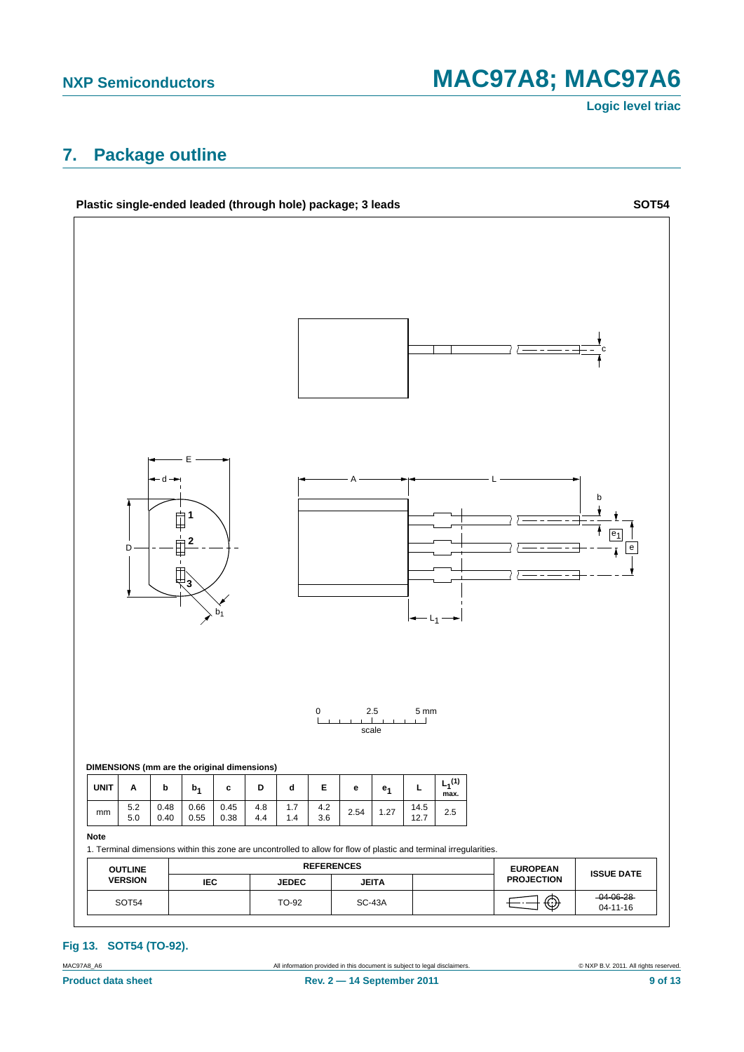## 7. Package outline

**Plastic single-ended leaded (through hole) package; 3 leads** **SOT54**

**DIMENSIONS (mm are the original dimensions)**

| UNIT | A | b | $b_1$ | c | D | d | E | e | $e_1$ | L | $L_1$[(1)] max. |
|---|---|---|---|---|---|---|---|---|---|---|---|
| mm | 5.2<br>5.0 | 0.48<br>0.40 | 0.66<br>0.55 | 0.45<br>0.38 | 4.8<br>4.4 | 1.7<br>1.4 | 4.2<br>3.6 | 2.54 | 1.27 | 14.5<br>12.7 | 2.5 |

**Note**

1. Terminal dimensions within this zone are uncontrolled to allow for flow of plastic and terminal irregularities.

| OUTLINE VERSION | REFERENCES | | | | EUROPEAN PROJECTION | ISSUE DATE |
|---|---|---|---|---|---|---|
| | IEC | JEDEC | JEITA | | | |
| SOT54 | | TO-92 | SC-43A | | | ~~04-06-28~~<br>04-11-16 |

**Fig 13. SOT54 (TO-92).**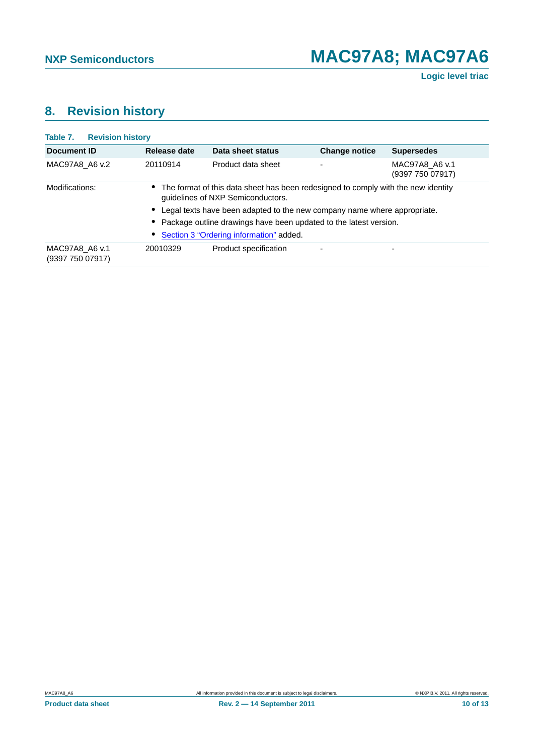## 8. Revision history

**Table 7. Revision history**

| Document ID | Release date | Data sheet status | Change notice | Supersedes |
|---|---|---|---|---|
| MAC97A8_A6 v.2 | 20110914 | Product data sheet | - | MAC97A8_A6 v.1 (9397 750 07917) |
| Modifications: | • The format of this data sheet has been redesigned to comply with the new identity guidelines of NXP Semiconductors. • Legal texts have been adapted to the new company name where appropriate. • Package outline drawings have been updated to the latest version. • Section 3 "Ordering information" added. | | | |
| MAC97A8_A6 v.1 (9397 750 07917) | 20010329 | Product specification | - | - |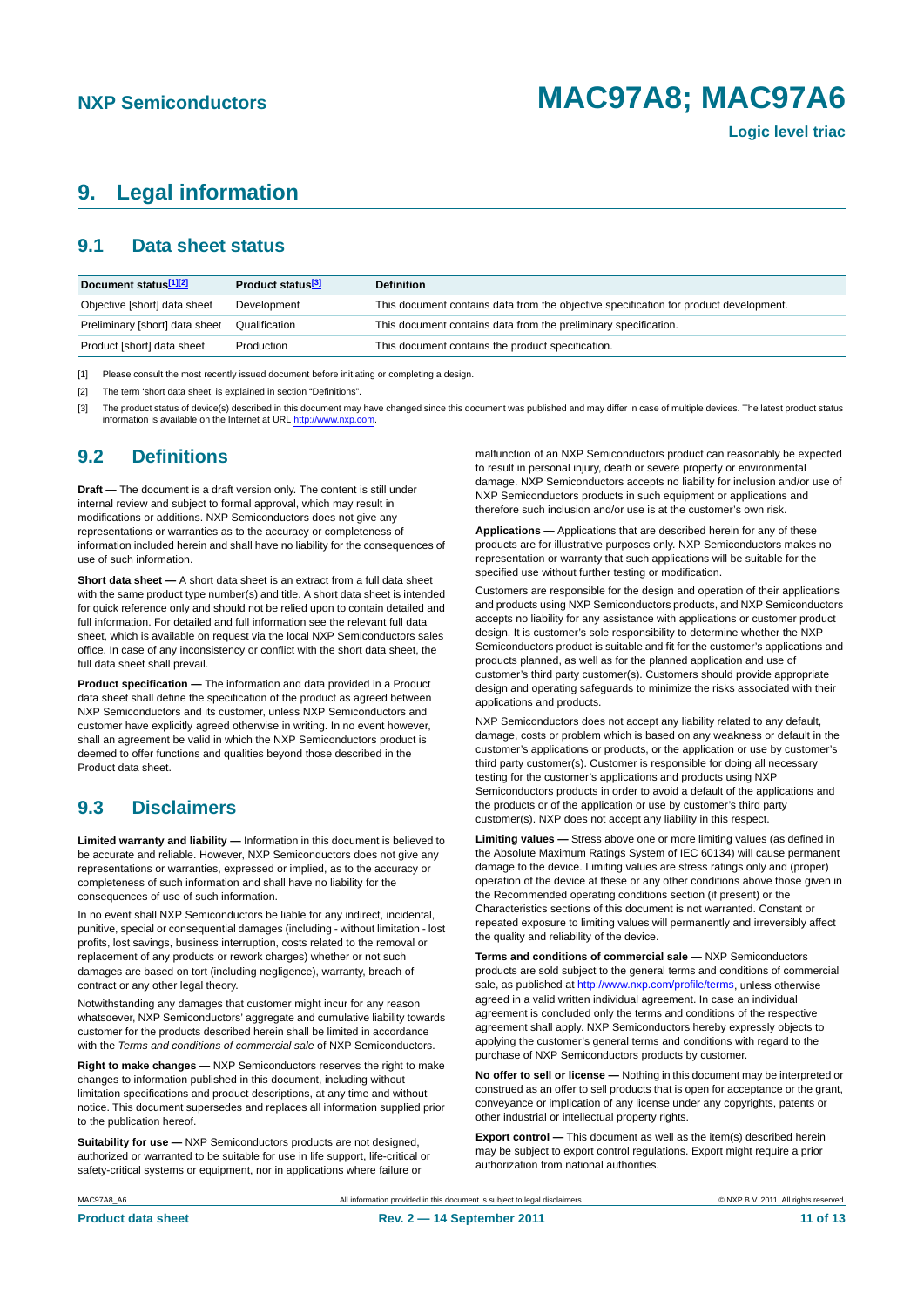# 9. Legal information

## 9.1 Data sheet status

| Document status[1][2] | Product status[3] | Definition |
|---|---|---|
| Objective [short] data sheet | Development | This document contains data from the objective specification for product development. |
| Preliminary [short] data sheet | Qualification | This document contains data from the preliminary specification. |
| Product [short] data sheet | Production | This document contains the product specification. |

[1] Please consult the most recently issued document before initiating or completing a design.

[2] The term 'short data sheet' is explained in section "Definitions".

[3] The product status of device(s) described in this document may have changed since this document was published and may differ in case of multiple devices. The latest product status information is available on the Internet at URL http://www.nxp.com.

## 9.2 Definitions

**Draft —** The document is a draft version only. The content is still under internal review and subject to formal approval, which may result in modifications or additions. NXP Semiconductors does not give any representations or warranties as to the accuracy or completeness of information included herein and shall have no liability for the consequences of use of such information.

**Short data sheet —** A short data sheet is an extract from a full data sheet with the same product type number(s) and title. A short data sheet is intended for quick reference only and should not be relied upon to contain detailed and full information. For detailed and full information see the relevant full data sheet, which is available on request via the local NXP Semiconductors sales office. In case of any inconsistency or conflict with the short data sheet, the full data sheet shall prevail.

**Product specification —** The information and data provided in a Product data sheet shall define the specification of the product as agreed between NXP Semiconductors and its customer, unless NXP Semiconductors and customer have explicitly agreed otherwise in writing. In no event however, shall an agreement be valid in which the NXP Semiconductors product is deemed to offer functions and qualities beyond those described in the Product data sheet.

## 9.3 Disclaimers

**Limited warranty and liability —** Information in this document is believed to be accurate and reliable. However, NXP Semiconductors does not give any representations or warranties, expressed or implied, as to the accuracy or completeness of such information and shall have no liability for the consequences of use of such information.

In no event shall NXP Semiconductors be liable for any indirect, incidental, punitive, special or consequential damages (including - without limitation - lost profits, lost savings, business interruption, costs related to the removal or replacement of any products or rework charges) whether or not such damages are based on tort (including negligence), warranty, breach of contract or any other legal theory.

Notwithstanding any damages that customer might incur for any reason whatsoever, NXP Semiconductors' aggregate and cumulative liability towards customer for the products described herein shall be limited in accordance with the *Terms and conditions of commercial sale* of NXP Semiconductors.

**Right to make changes —** NXP Semiconductors reserves the right to make changes to information published in this document, including without limitation specifications and product descriptions, at any time and without notice. This document supersedes and replaces all information supplied prior to the publication hereof.

**Suitability for use —** NXP Semiconductors products are not designed, authorized or warranted to be suitable for use in life support, life-critical or safety-critical systems or equipment, nor in applications where failure or malfunction of an NXP Semiconductors product can reasonably be expected to result in personal injury, death or severe property or environmental damage. NXP Semiconductors accepts no liability for inclusion and/or use of NXP Semiconductors products in such equipment or applications and therefore such inclusion and/or use is at the customer's own risk.

**Applications —** Applications that are described herein for any of these products are for illustrative purposes only. NXP Semiconductors makes no representation or warranty that such applications will be suitable for the specified use without further testing or modification.

Customers are responsible for the design and operation of their applications and products using NXP Semiconductors products, and NXP Semiconductors accepts no liability for any assistance with applications or customer product design. It is customer's sole responsibility to determine whether the NXP Semiconductors product is suitable and fit for the customer's applications and products planned, as well as for the planned application and use of customer's third party customer(s). Customers should provide appropriate design and operating safeguards to minimize the risks associated with their applications and products.

NXP Semiconductors does not accept any liability related to any default, damage, costs or problem which is based on any weakness or default in the customer's applications or products, or the application or use by customer's third party customer(s). Customer is responsible for doing all necessary testing for the customer's applications and products using NXP Semiconductors products in order to avoid a default of the applications and the products or of the application or use by customer's third party customer(s). NXP does not accept any liability in this respect.

**Limiting values —** Stress above one or more limiting values (as defined in the Absolute Maximum Ratings System of IEC 60134) will cause permanent damage to the device. Limiting values are stress ratings only and (proper) operation of the device at these or any other conditions above those given in the Recommended operating conditions section (if present) or the Characteristics sections of this document is not warranted. Constant or repeated exposure to limiting values will permanently and irreversibly affect the quality and reliability of the device.

**Terms and conditions of commercial sale —** NXP Semiconductors products are sold subject to the general terms and conditions of commercial sale, as published at http://www.nxp.com/profile/terms, unless otherwise agreed in a valid written individual agreement. In case an individual agreement is concluded only the terms and conditions of the respective agreement shall apply. NXP Semiconductors hereby expressly objects to applying the customer's general terms and conditions with regard to the purchase of NXP Semiconductors products by customer.

**No offer to sell or license —** Nothing in this document may be interpreted or construed as an offer to sell products that is open for acceptance or the grant, conveyance or implication of any license under any copyrights, patents or other industrial or intellectual property rights.

**Export control —** This document as well as the item(s) described herein may be subject to export control regulations. Export might require a prior authorization from national authorities.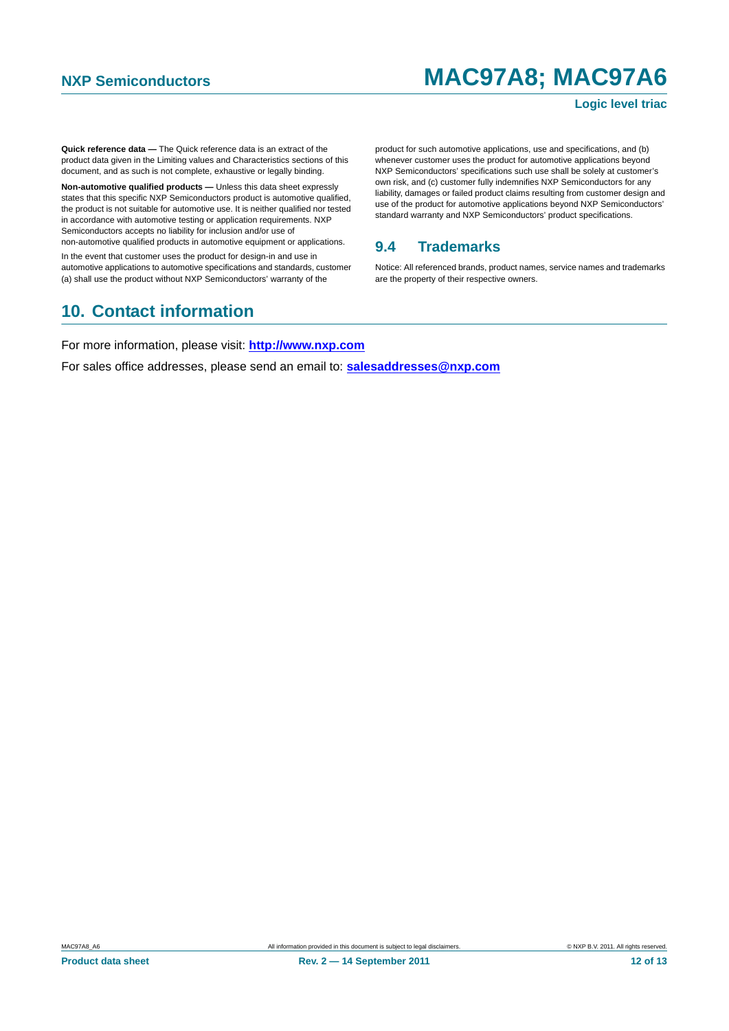**Quick reference data —** The Quick reference data is an extract of the product data given in the Limiting values and Characteristics sections of this document, and as such is not complete, exhaustive or legally binding.

**Non-automotive qualified products —** Unless this data sheet expressly states that this specific NXP Semiconductors product is automotive qualified, the product is not suitable for automotive use. It is neither qualified nor tested in accordance with automotive testing or application requirements. NXP Semiconductors accepts no liability for inclusion and/or use of non-automotive qualified products in automotive equipment or applications.

In the event that customer uses the product for design-in and use in automotive applications to automotive specifications and standards, customer (a) shall use the product without NXP Semiconductors' warranty of the product for such automotive applications, use and specifications, and (b) whenever customer uses the product for automotive applications beyond NXP Semiconductors' specifications such use shall be solely at customer's own risk, and (c) customer fully indemnifies NXP Semiconductors for any liability, damages or failed product claims resulting from customer design and use of the product for automotive applications beyond NXP Semiconductors' standard warranty and NXP Semiconductors' product specifications.

### 9.4 Trademarks

Notice: All referenced brands, product names, service names and trademarks are the property of their respective owners.

## 10. Contact information

For more information, please visit: **http://www.nxp.com**

For sales office addresses, please send an email to: **salesaddresses@nxp.com**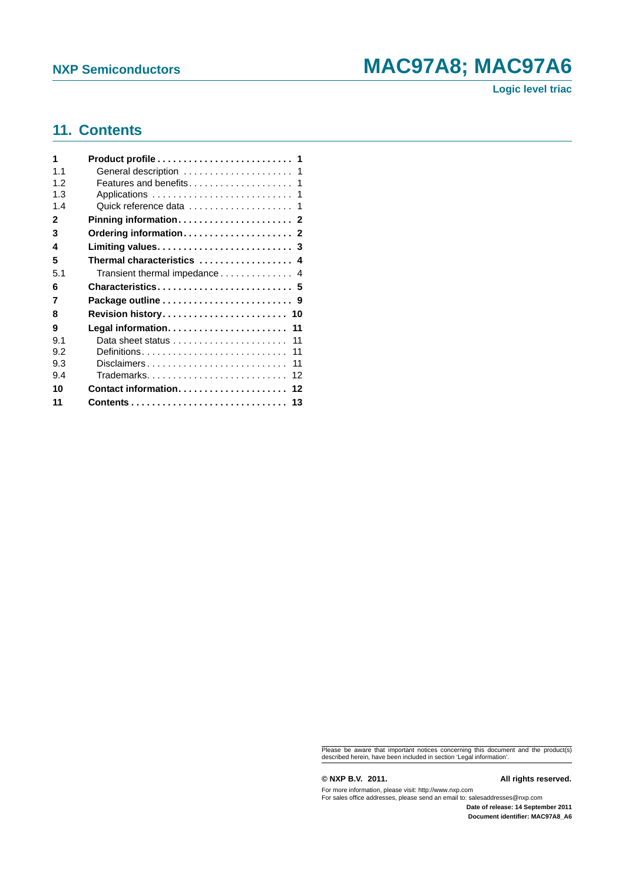## 11. Contents

| | | |
|---|---|---|
| **1** | **Product profile** | **1** |
| 1.1 | General description | 1 |
| 1.2 | Features and benefits | 1 |
| 1.3 | Applications | 1 |
| 1.4 | Quick reference data | 1 |
| **2** | **Pinning information** | **2** |
| **3** | **Ordering information** | **2** |
| **4** | **Limiting values** | **3** |
| **5** | **Thermal characteristics** | **4** |
| 5.1 | Transient thermal impedance | 4 |
| **6** | **Characteristics** | **5** |
| **7** | **Package outline** | **9** |
| **8** | **Revision history** | **10** |
| **9** | **Legal information** | **11** |
| 9.1 | Data sheet status | 11 |
| 9.2 | Definitions | 11 |
| 9.3 | Disclaimers | 11 |
| 9.4 | Trademarks | 12 |
| **10** | **Contact information** | **12** |
| **11** | **Contents** | **13** |

Please be aware that important notices concerning this document and the product(s) described herein, have been included in section 'Legal information'.

**© NXP B.V. 2011.** **All rights reserved.**

For more information, please visit: http://www.nxp.com
For sales office addresses, please send an email to: salesaddresses@nxp.com

**Date of release: 14 September 2011**
**Document identifier: MAC97A8_A6**